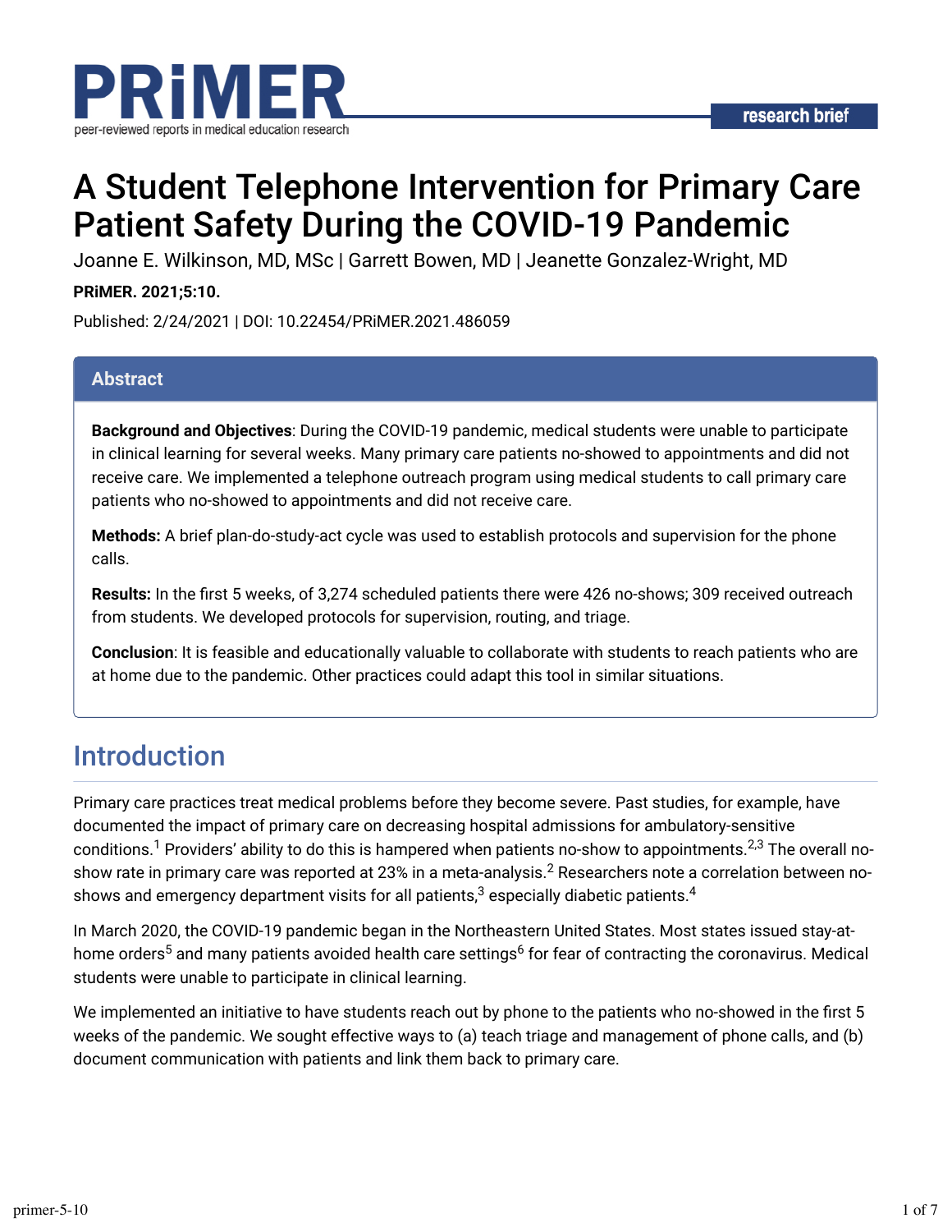# A Student Telephone Intervention for Primary Care Patient Safety During the COVID-19 Pandemic

Joanne E. Wilkinson, MD, MSc | Garrett Bowen, MD | Jeanette Gonzalez-Wright, MD

**PRiMER. 2021;5:10.**

Published: 2/24/2021 | DOI: 10.22454/PRiMER.2021.486059

## Abstract

**Background and Objectives**: During the COVID-19 pandemic, medical students were unable to participate in clinical learning for several weeks. Many primary care patients no-showed to appointments and did not receive care. We implemented a telephone outreach program using medical students to call primary care patients who no-showed to appointments and did not receive care.

**Methods:** A brief plan-do-study-act cycle was used to establish protocols and supervision for the phone calls.

**Results:** In the first 5 weeks, of 3,274 scheduled patients there were 426 no-shows; 309 received outreach from students. We developed protocols for supervision, routing, and triage.

**Conclusion**: It is feasible and educationally valuable to collaborate with students to reach patients who are at home due to the pandemic. Other practices could adapt this tool in similar situations.

## Introduction

Primary care practices treat medical problems before they become severe. Past studies, for example, have documented the impact of primary care on decreasing hospital admissions for ambulatory-sensitive conditions.[1] Providers' ability to do this is hampered when patients no-show to appointments.[2,3] The overall no-show rate in primary care was reported at 23% in a meta-analysis.[2] Researchers note a correlation between no-shows and emergency department visits for all patients,[3] especially diabetic patients.[4]

In March 2020, the COVID-19 pandemic began in the Northeastern United States. Most states issued stay-at-home orders[5] and many patients avoided health care settings[6] for fear of contracting the coronavirus. Medical students were unable to participate in clinical learning.

We implemented an initiative to have students reach out by phone to the patients who no-showed in the first 5 weeks of the pandemic. We sought effective ways to (a) teach triage and management of phone calls, and (b) document communication with patients and link them back to primary care.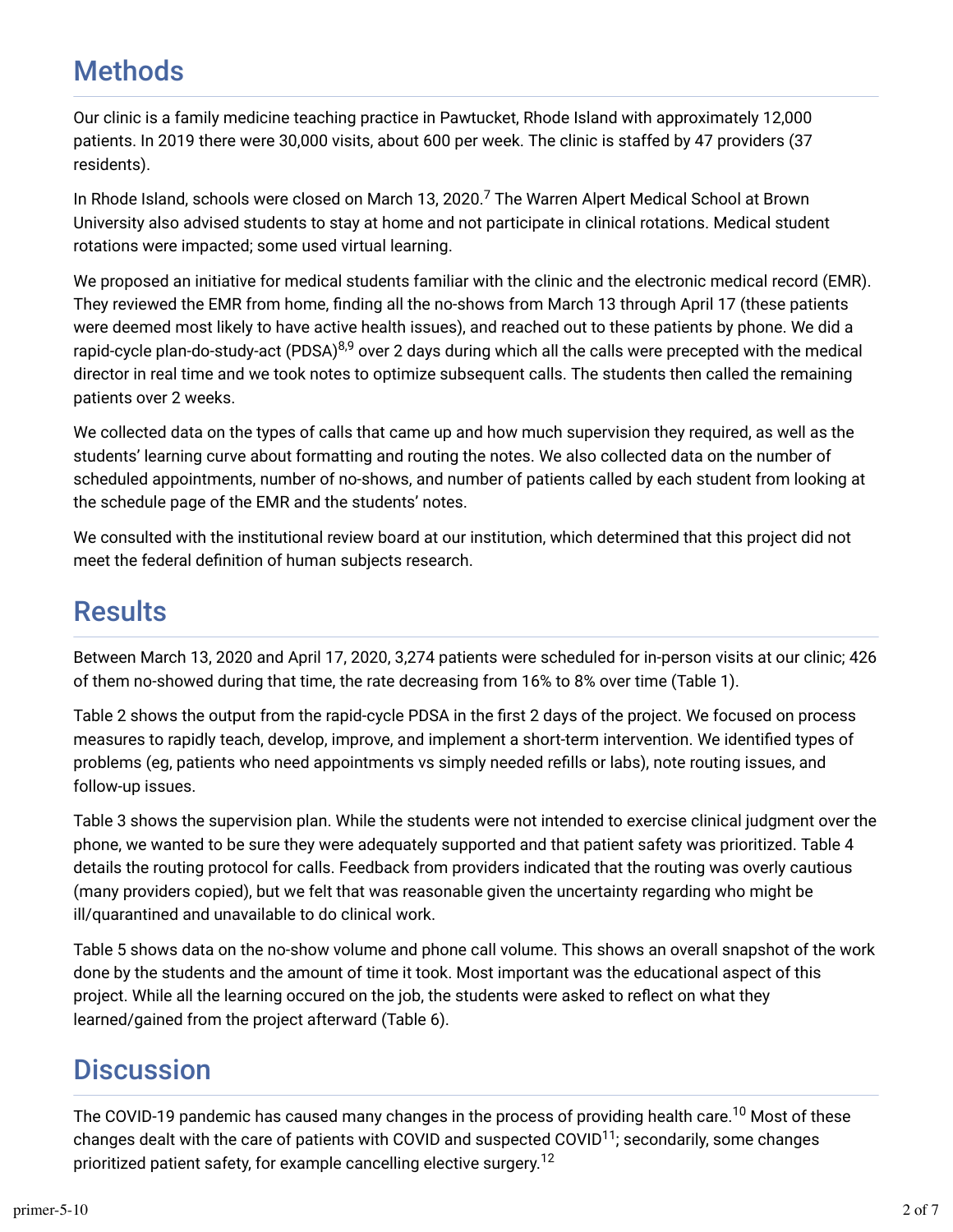## Methods

Our clinic is a family medicine teaching practice in Pawtucket, Rhode Island with approximately 12,000 patients. In 2019 there were 30,000 visits, about 600 per week. The clinic is staffed by 47 providers (37 residents).

In Rhode Island, schools were closed on March 13, 2020.[7] The Warren Alpert Medical School at Brown University also advised students to stay at home and not participate in clinical rotations. Medical student rotations were impacted; some used virtual learning.

We proposed an initiative for medical students familiar with the clinic and the electronic medical record (EMR). They reviewed the EMR from home, finding all the no-shows from March 13 through April 17 (these patients were deemed most likely to have active health issues), and reached out to these patients by phone. We did a rapid-cycle plan-do-study-act (PDSA)[8,9] over 2 days during which all the calls were precepted with the medical director in real time and we took notes to optimize subsequent calls. The students then called the remaining patients over 2 weeks.

We collected data on the types of calls that came up and how much supervision they required, as well as the students' learning curve about formatting and routing the notes. We also collected data on the number of scheduled appointments, number of no-shows, and number of patients called by each student from looking at the schedule page of the EMR and the students' notes.

We consulted with the institutional review board at our institution, which determined that this project did not meet the federal definition of human subjects research.

## Results

Between March 13, 2020 and April 17, 2020, 3,274 patients were scheduled for in-person visits at our clinic; 426 of them no-showed during that time, the rate decreasing from 16% to 8% over time (Table 1).

Table 2 shows the output from the rapid-cycle PDSA in the first 2 days of the project. We focused on process measures to rapidly teach, develop, improve, and implement a short-term intervention. We identified types of problems (eg, patients who need appointments vs simply needed refills or labs), note routing issues, and follow-up issues.

Table 3 shows the supervision plan. While the students were not intended to exercise clinical judgment over the phone, we wanted to be sure they were adequately supported and that patient safety was prioritized. Table 4 details the routing protocol for calls. Feedback from providers indicated that the routing was overly cautious (many providers copied), but we felt that was reasonable given the uncertainty regarding who might be ill/quarantined and unavailable to do clinical work.

Table 5 shows data on the no-show volume and phone call volume. This shows an overall snapshot of the work done by the students and the amount of time it took. Most important was the educational aspect of this project. While all the learning occured on the job, the students were asked to reflect on what they learned/gained from the project afterward (Table 6).

## Discussion

The COVID-19 pandemic has caused many changes in the process of providing health care.[10] Most of these changes dealt with the care of patients with COVID and suspected COVID[11]; secondarily, some changes prioritized patient safety, for example cancelling elective surgery.[12]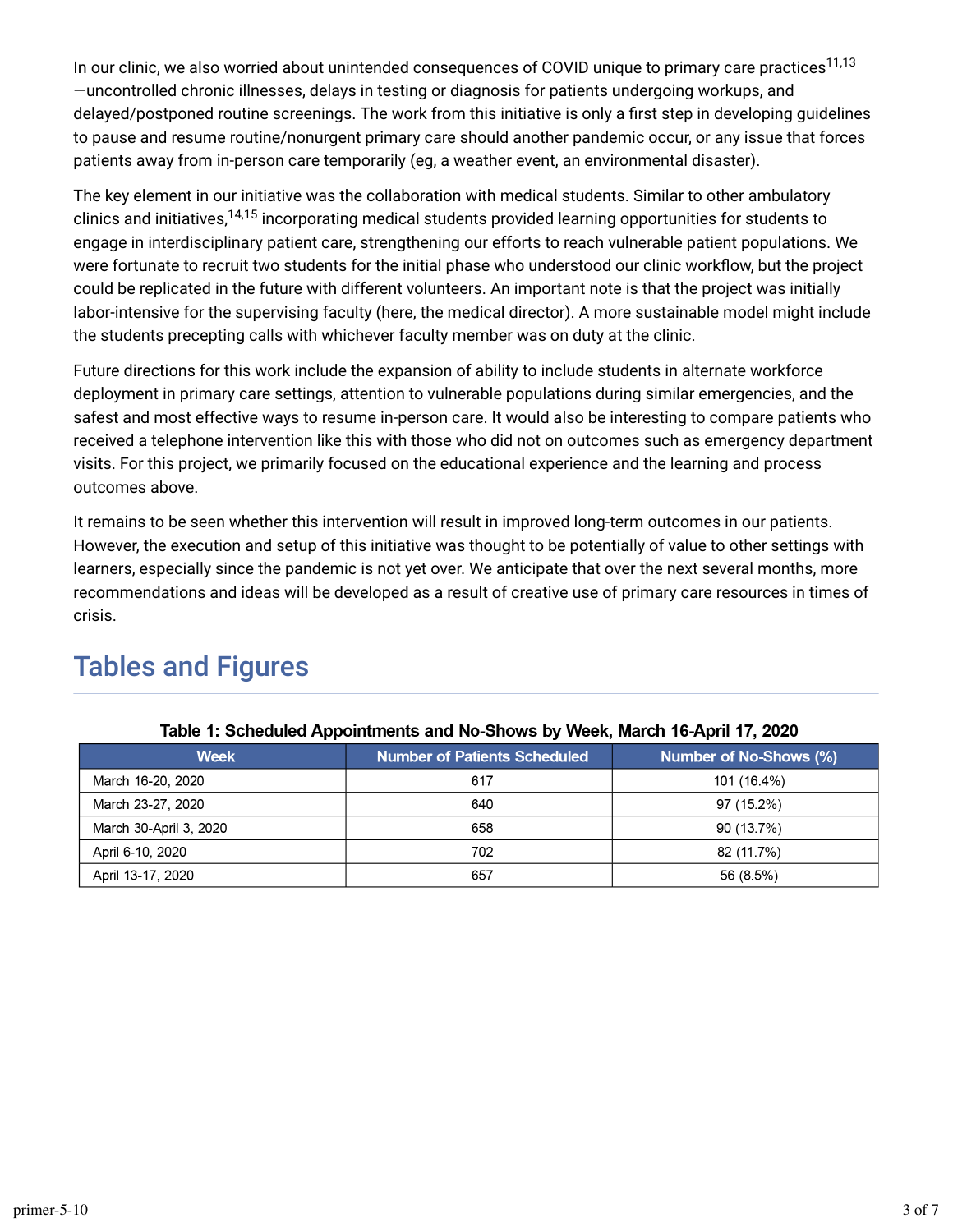In our clinic, we also worried about unintended consequences of COVID unique to primary care practices[11,13]—uncontrolled chronic illnesses, delays in testing or diagnosis for patients undergoing workups, and delayed/postponed routine screenings. The work from this initiative is only a first step in developing guidelines to pause and resume routine/nonurgent primary care should another pandemic occur, or any issue that forces patients away from in-person care temporarily (eg, a weather event, an environmental disaster).

The key element in our initiative was the collaboration with medical students. Similar to other ambulatory clinics and initiatives,[14,15] incorporating medical students provided learning opportunities for students to engage in interdisciplinary patient care, strengthening our efforts to reach vulnerable patient populations. We were fortunate to recruit two students for the initial phase who understood our clinic workflow, but the project could be replicated in the future with different volunteers. An important note is that the project was initially labor-intensive for the supervising faculty (here, the medical director). A more sustainable model might include the students precepting calls with whichever faculty member was on duty at the clinic.

Future directions for this work include the expansion of ability to include students in alternate workforce deployment in primary care settings, attention to vulnerable populations during similar emergencies, and the safest and most effective ways to resume in-person care. It would also be interesting to compare patients who received a telephone intervention like this with those who did not on outcomes such as emergency department visits. For this project, we primarily focused on the educational experience and the learning and process outcomes above.

It remains to be seen whether this intervention will result in improved long-term outcomes in our patients. However, the execution and setup of this initiative was thought to be potentially of value to other settings with learners, especially since the pandemic is not yet over. We anticipate that over the next several months, more recommendations and ideas will be developed as a result of creative use of primary care resources in times of crisis.

## Tables and Figures

**Table 1: Scheduled Appointments and No-Shows by Week, March 16-April 17, 2020**

| Week | Number of Patients Scheduled | Number of No-Shows (%) |
| --- | --- | --- |
| March 16-20, 2020 | 617 | 101 (16.4%) |
| March 23-27, 2020 | 640 | 97 (15.2%) |
| March 30-April 3, 2020 | 658 | 90 (13.7%) |
| April 6-10, 2020 | 702 | 82 (11.7%) |
| April 13-17, 2020 | 657 | 56 (8.5%) |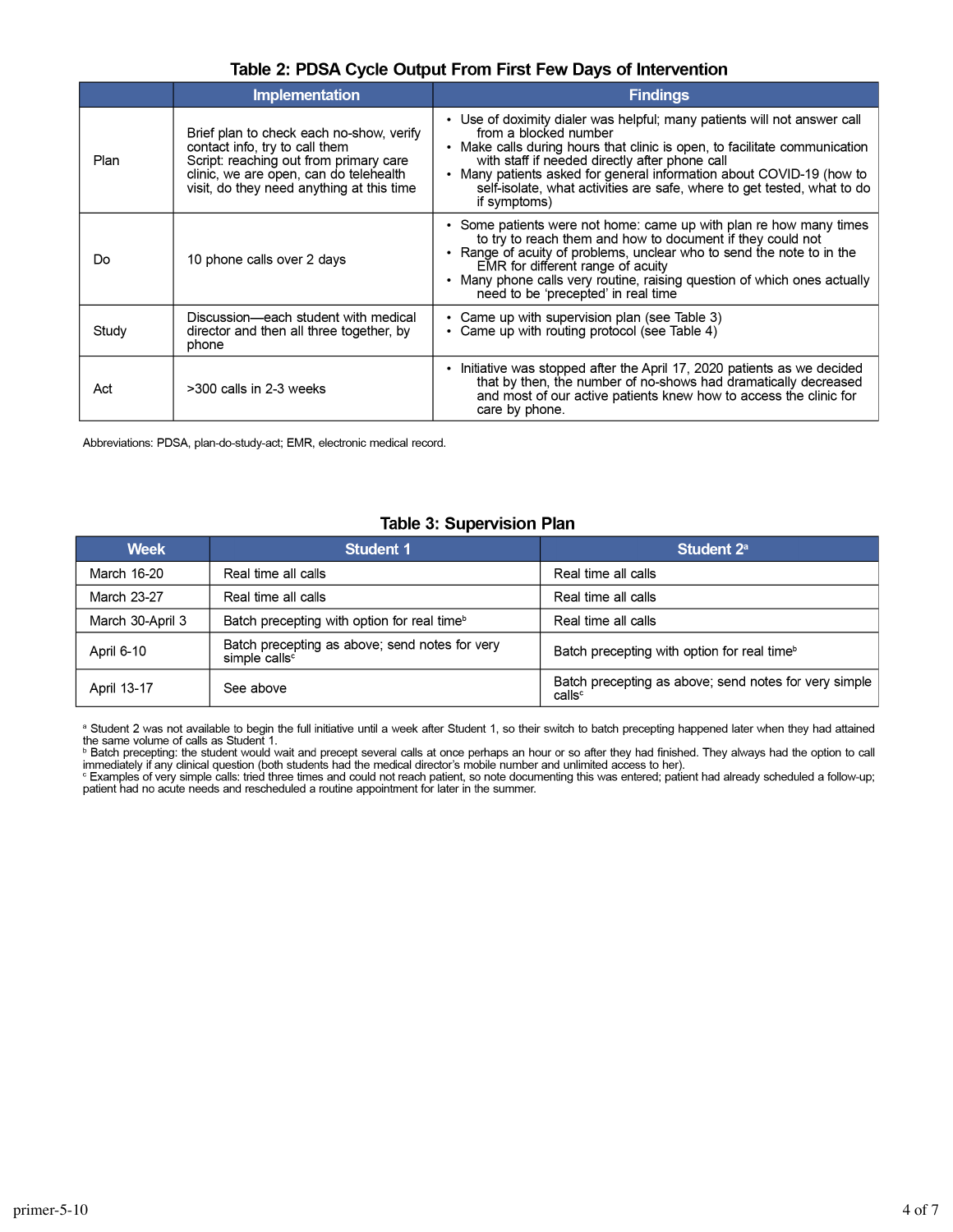**Table 2: PDSA Cycle Output From First Few Days of Intervention**

| | Implementation | Findings |
|---|---|---|
| Plan | Brief plan to check each no-show, verify contact info, try to call them<br>Script: reaching out from primary care clinic, we are open, can do telehealth visit, do they need anything at this time | • Use of doximity dialer was helpful; many patients will not answer call from a blocked number<br>• Make calls during hours that clinic is open, to facilitate communication with staff if needed directly after phone call<br>• Many patients asked for general information about COVID-19 (how to self-isolate, what activities are safe, where to get tested, what to do if symptoms) |
| Do | 10 phone calls over 2 days | • Some patients were not home: came up with plan re how many times to try to reach them and how to document if they could not<br>• Range of acuity of problems, unclear who to send the note to in the EMR for different range of acuity<br>• Many phone calls very routine, raising question of which ones actually need to be 'precepted' in real time |
| Study | Discussion—each student with medical director and then all three together, by phone | • Came up with supervision plan (see Table 3)<br>• Came up with routing protocol (see Table 4) |
| Act | >300 calls in 2-3 weeks | • Initiative was stopped after the April 17, 2020 patients as we decided that by then, the number of no-shows had dramatically decreased and most of our active patients knew how to access the clinic for care by phone. |

Abbreviations: PDSA, plan-do-study-act; EMR, electronic medical record.

**Table 3: Supervision Plan**

| Week | Student 1 | Student 2[a] |
|---|---|---|
| March 16-20 | Real time all calls | Real time all calls |
| March 23-27 | Real time all calls | Real time all calls |
| March 30-April 3 | Batch precepting with option for real time[b] | Real time all calls |
| April 6-10 | Batch precepting as above; send notes for very simple calls[c] | Batch precepting with option for real time[b] |
| April 13-17 | See above | Batch precepting as above; send notes for very simple calls[c] |

[a] Student 2 was not available to begin the full initiative until a week after Student 1, so their switch to batch precepting happened later when they had attained the same volume of calls as Student 1.
[b] Batch precepting: the student would wait and precept several calls at once perhaps an hour or so after they had finished. They always had the option to call immediately if any clinical question (both students had the medical director's mobile number and unlimited access to her).
[c] Examples of very simple calls: tried three times and could not reach patient, so note documenting this was entered; patient had already scheduled a follow-up; patient had no acute needs and rescheduled a routine appointment for later in the summer.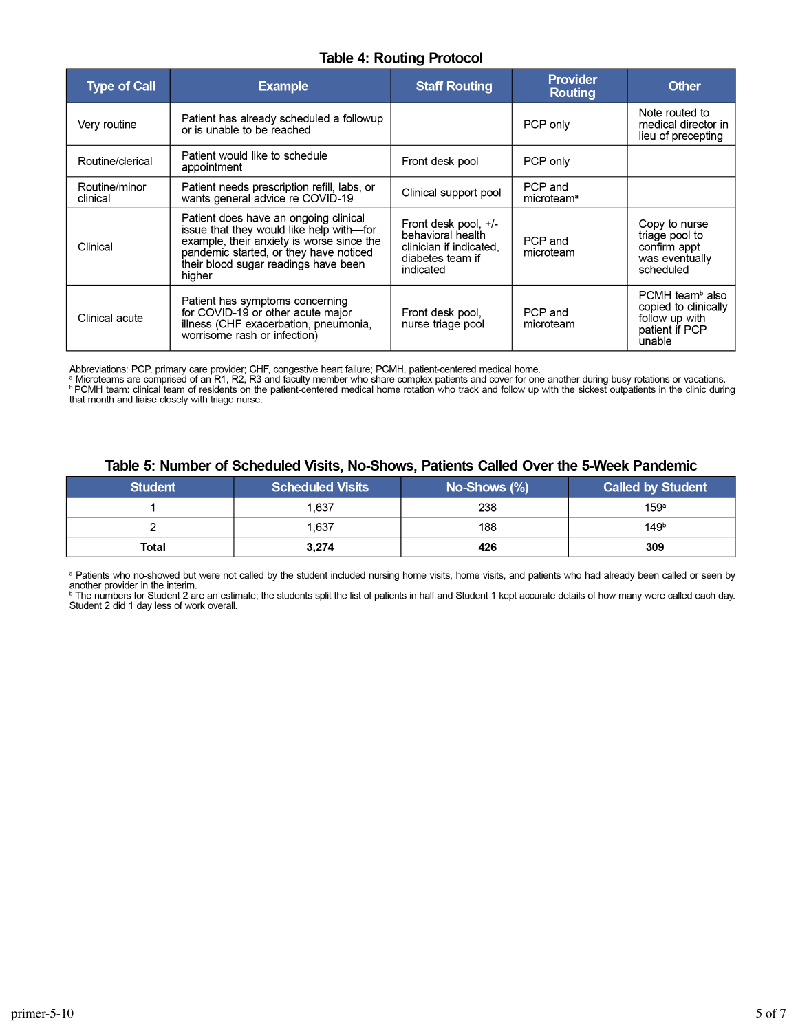### Table 4: Routing Protocol

| Type of Call | Example | Staff Routing | Provider Routing | Other |
|---|---|---|---|---|
| Very routine | Patient has already scheduled a followup or is unable to be reached | | PCP only | Note routed to medical director in lieu of precepting |
| Routine/clerical | Patient would like to schedule appointment | Front desk pool | PCP only | |
| Routine/minor clinical | Patient needs prescription refill, labs, or wants general advice re COVID-19 | Clinical support pool | PCP and microteam[a] | |
| Clinical | Patient does have an ongoing clinical issue that they would like help with—for example, their anxiety is worse since the pandemic started, or they have noticed their blood sugar readings have been higher | Front desk pool, +/- behavioral health clinician if indicated, diabetes team if indicated | PCP and microteam | Copy to nurse triage pool to confirm appt was eventually scheduled |
| Clinical acute | Patient has symptoms concerning for COVID-19 or other acute major illness (CHF exacerbation, pneumonia, worrisome rash or infection) | Front desk pool, nurse triage pool | PCP and microteam | PCMH team[b] also copied to clinically follow up with patient if PCP unable |

Abbreviations: PCP, primary care provider; CHF, congestive heart failure; PCMH, patient-centered medical home.
[a] Microteams are comprised of an R1, R2, R3 and faculty member who share complex patients and cover for one another during busy rotations or vacations.
[b] PCMH team: clinical team of residents on the patient-centered medical home rotation who track and follow up with the sickest outpatients in the clinic during that month and liaise closely with triage nurse.

### Table 5: Number of Scheduled Visits, No-Shows, Patients Called Over the 5-Week Pandemic

| Student | Scheduled Visits | No-Shows (%) | Called by Student |
|---|---|---|---|
| 1 | 1,637 | 238 | 159[a] |
| 2 | 1,637 | 188 | 149[b] |
| **Total** | **3,274** | **426** | **309** |

[a] Patients who no-showed but were not called by the student included nursing home visits, home visits, and patients who had already been called or seen by another provider in the interim.
[b] The numbers for Student 2 are an estimate; the students split the list of patients in half and Student 1 kept accurate details of how many were called each day. Student 2 did 1 day less of work overall.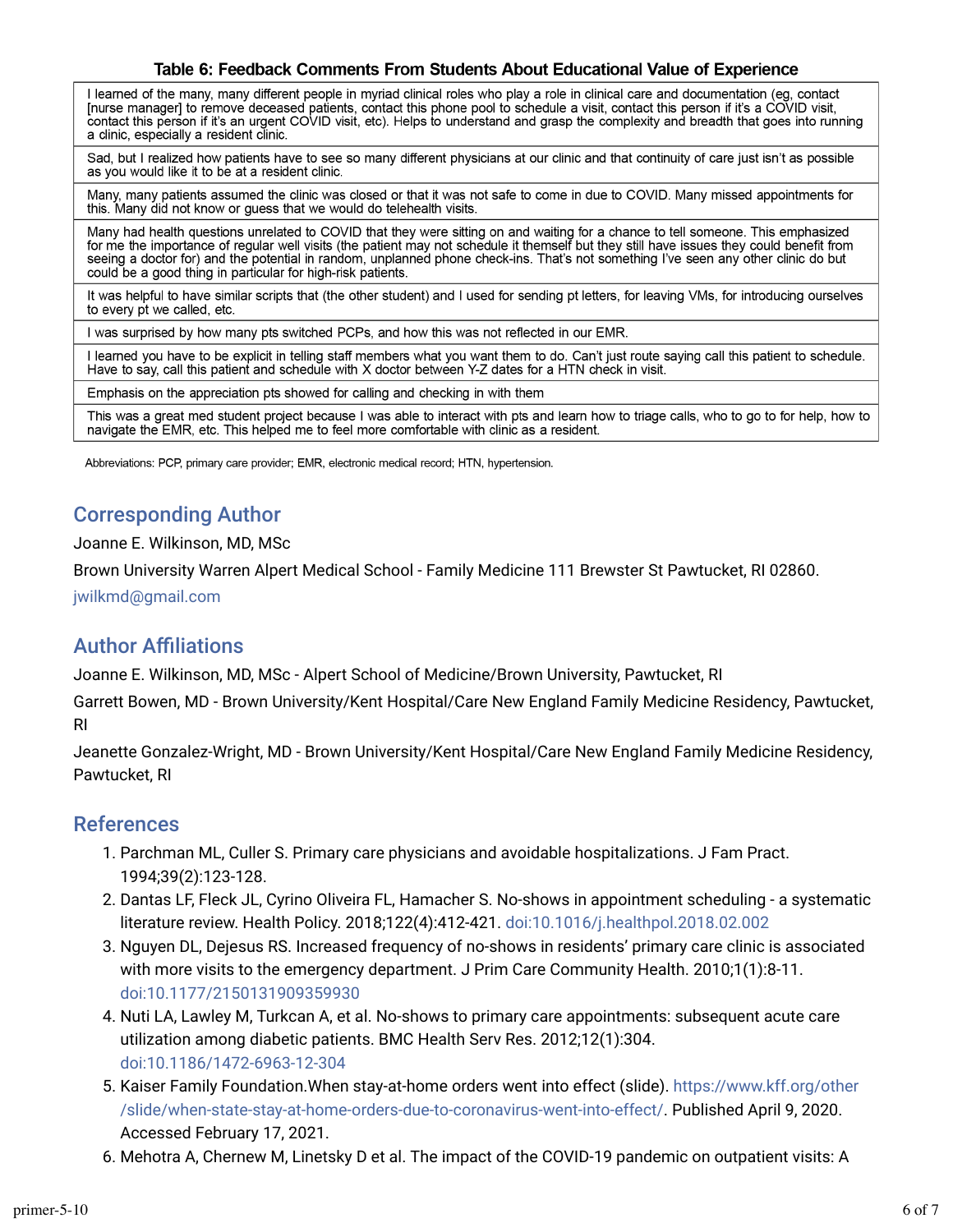**Table 6: Feedback Comments From Students About Educational Value of Experience**

| |
|---|
| I learned of the many, many different people in myriad clinical roles who play a role in clinical care and documentation (eg, contact [nurse manager] to remove deceased patients, contact this phone pool to schedule a visit, contact this person if it's a COVID visit, contact this person if it's an urgent COVID visit, etc). Helps to understand and grasp the complexity and breadth that goes into running a clinic, especially a resident clinic. |
| Sad, but I realized how patients have to see so many different physicians at our clinic and that continuity of care just isn't as possible as you would like it to be at a resident clinic. |
| Many, many patients assumed the clinic was closed or that it was not safe to come in due to COVID. Many missed appointments for this. Many did not know or guess that we would do telehealth visits. |
| Many had health questions unrelated to COVID that they were sitting on and waiting for a chance to tell someone. This emphasized for me the importance of regular well visits (the patient may not schedule it themself but they still have issues they could benefit from seeing a doctor for) and the potential in random, unplanned phone check-ins. That's not something I've seen any other clinic do but could be a good thing in particular for high-risk patients. |
| It was helpful to have similar scripts that (the other student) and I used for sending pt letters, for leaving VMs, for introducing ourselves to every pt we called, etc. |
| I was surprised by how many pts switched PCPs, and how this was not reflected in our EMR. |
| I learned you have to be explicit in telling staff members what you want them to do. Can't just route saying call this patient to schedule. Have to say, call this patient and schedule with X doctor between Y-Z dates for a HTN check in visit. |
| Emphasis on the appreciation pts showed for calling and checking in with them |
| This was a great med student project because I was able to interact with pts and learn how to triage calls, who to go to for help, how to navigate the EMR, etc. This helped me to feel more comfortable with clinic as a resident. |

Abbreviations: PCP, primary care provider; EMR, electronic medical record; HTN, hypertension.

## Corresponding Author

Joanne E. Wilkinson, MD, MSc

Brown University Warren Alpert Medical School - Family Medicine 111 Brewster St Pawtucket, RI 02860.

jwilkmd@gmail.com

## Author Affiliations

Joanne E. Wilkinson, MD, MSc - Alpert School of Medicine/Brown University, Pawtucket, RI

Garrett Bowen, MD - Brown University/Kent Hospital/Care New England Family Medicine Residency, Pawtucket, RI

Jeanette Gonzalez-Wright, MD - Brown University/Kent Hospital/Care New England Family Medicine Residency, Pawtucket, RI

## References

1. Parchman ML, Culler S. Primary care physicians and avoidable hospitalizations. J Fam Pract. 1994;39(2):123-128.
2. Dantas LF, Fleck JL, Cyrino Oliveira FL, Hamacher S. No-shows in appointment scheduling - a systematic literature review. Health Policy. 2018;122(4):412-421. doi:10.1016/j.healthpol.2018.02.002
3. Nguyen DL, Dejesus RS. Increased frequency of no-shows in residents' primary care clinic is associated with more visits to the emergency department. J Prim Care Community Health. 2010;1(1):8-11. doi:10.1177/2150131909359930
4. Nuti LA, Lawley M, Turkcan A, et al. No-shows to primary care appointments: subsequent acute care utilization among diabetic patients. BMC Health Serv Res. 2012;12(1):304. doi:10.1186/1472-6963-12-304
5. Kaiser Family Foundation.When stay-at-home orders went into effect (slide). https://www.kff.org/other/slide/when-state-stay-at-home-orders-due-to-coronavirus-went-into-effect/. Published April 9, 2020. Accessed February 17, 2021.
6. Mehotra A, Chernew M, Linetsky D et al. The impact of the COVID-19 pandemic on outpatient visits: A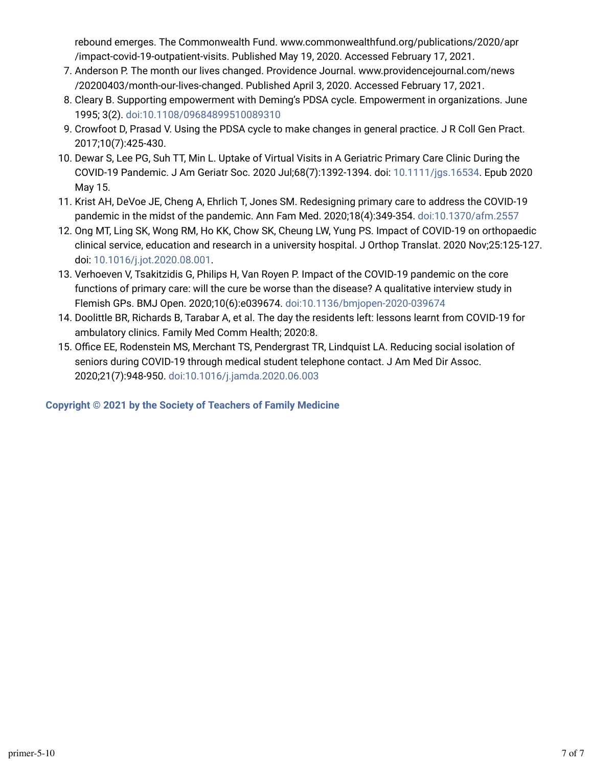rebound emerges. The Commonwealth Fund. www.commonwealthfund.org/publications/2020/apr/impact-covid-19-outpatient-visits. Published May 19, 2020. Accessed February 17, 2021.

7. Anderson P. The month our lives changed. Providence Journal. www.providencejournal.com/news/20200403/month-our-lives-changed. Published April 3, 2020. Accessed February 17, 2021.
8. Cleary B. Supporting empowerment with Deming's PDSA cycle. Empowerment in organizations. June 1995; 3(2). doi:10.1108/09684899510089310
9. Crowfoot D, Prasad V. Using the PDSA cycle to make changes in general practice. J R Coll Gen Pract. 2017;10(7):425-430.
10. Dewar S, Lee PG, Suh TT, Min L. Uptake of Virtual Visits in A Geriatric Primary Care Clinic During the COVID-19 Pandemic. J Am Geriatr Soc. 2020 Jul;68(7):1392-1394. doi: 10.1111/jgs.16534. Epub 2020 May 15.
11. Krist AH, DeVoe JE, Cheng A, Ehrlich T, Jones SM. Redesigning primary care to address the COVID-19 pandemic in the midst of the pandemic. Ann Fam Med. 2020;18(4):349-354. doi:10.1370/afm.2557
12. Ong MT, Ling SK, Wong RM, Ho KK, Chow SK, Cheung LW, Yung PS. Impact of COVID-19 on orthopaedic clinical service, education and research in a university hospital. J Orthop Translat. 2020 Nov;25:125-127. doi: 10.1016/j.jot.2020.08.001.
13. Verhoeven V, Tsakitzidis G, Philips H, Van Royen P. Impact of the COVID-19 pandemic on the core functions of primary care: will the cure be worse than the disease? A qualitative interview study in Flemish GPs. BMJ Open. 2020;10(6):e039674. doi:10.1136/bmjopen-2020-039674
14. Doolittle BR, Richards B, Tarabar A, et al. The day the residents left: lessons learnt from COVID-19 for ambulatory clinics. Family Med Comm Health; 2020:8.
15. Office EE, Rodenstein MS, Merchant TS, Pendergrast TR, Lindquist LA. Reducing social isolation of seniors during COVID-19 through medical student telephone contact. J Am Med Dir Assoc. 2020;21(7):948-950. doi:10.1016/j.jamda.2020.06.003

**Copyright © 2021 by the Society of Teachers of Family Medicine**